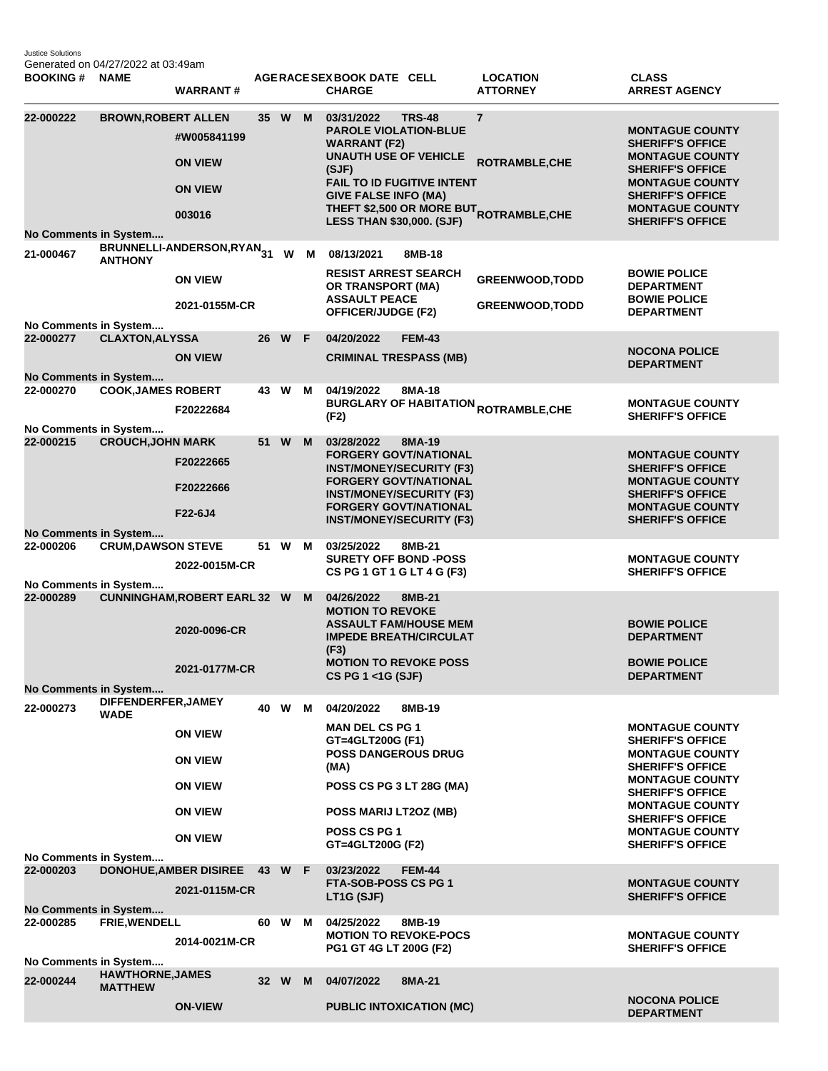Justice Solutions
Generated on 04/27/2022 at 03:49am

| BOOKING # | NAME | WARRANT # | AGE | RACE | SEX | BOOK DATE | CELL | CHARGE | LOCATION | ATTORNEY | CLASS | ARREST AGENCY |
|---|---|---|---|---|---|---|---|---|---|---|---|---|
| 22-000222 | BROWN,ROBERT ALLEN | | 35 | W | M | 03/31/2022 | TRS-48 | | 7 | | | |
| | | #W005841199 | | | | | | PAROLE VIOLATION-BLUE WARRANT (F2) | | | | MONTAGUE COUNTY SHERIFF'S OFFICE |
| | | ON VIEW | | | | | | UNAUTH USE OF VEHICLE (SJF) | | ROTRAMBLE,CHE | | MONTAGUE COUNTY SHERIFF'S OFFICE |
| | | ON VIEW | | | | | | FAIL TO ID FUGITIVE INTENT GIVE FALSE INFO (MA) | | | | MONTAGUE COUNTY SHERIFF'S OFFICE |
| | | 003016 | | | | | | THEFT $2,500 OR MORE BUT LESS THAN $30,000. (SJF) | | ROTRAMBLE,CHE | | MONTAGUE COUNTY SHERIFF'S OFFICE |
| No Comments in System.... | | | | | | | | | | | | |
| 21-000467 | BRUNNELLI-ANDERSON,RYAN ANTHONY | | 31 | W | M | 08/13/2021 | 8MB-18 | | | | | |
| | | ON VIEW | | | | | | RESIST ARREST SEARCH OR TRANSPORT (MA) | | GREENWOOD,TODD | | BOWIE POLICE DEPARTMENT |
| | | 2021-0155M-CR | | | | | | ASSAULT PEACE OFFICER/JUDGE (F2) | | GREENWOOD,TODD | | BOWIE POLICE DEPARTMENT |
| No Comments in System.... | | | | | | | | | | | | |
| 22-000277 | CLAXTON,ALYSSA | | 26 | W | F | 04/20/2022 | FEM-43 | | | | | |
| | | ON VIEW | | | | | | CRIMINAL TRESPASS (MB) | | | | NOCONA POLICE DEPARTMENT |
| No Comments in System.... | | | | | | | | | | | | |
| 22-000270 | COOK,JAMES ROBERT | | 43 | W | M | 04/19/2022 | 8MA-18 | | | | | |
| | | F20222684 | | | | | | BURGLARY OF HABITATION (F2) | | ROTRAMBLE,CHE | | MONTAGUE COUNTY SHERIFF'S OFFICE |
| No Comments in System.... | | | | | | | | | | | | |
| 22-000215 | CROUCH,JOHN MARK | | 51 | W | M | 03/28/2022 | 8MA-19 | | | | | |
| | | F20222665 | | | | | | FORGERY GOVT/NATIONAL INST/MONEY/SECURITY (F3) | | | | MONTAGUE COUNTY SHERIFF'S OFFICE |
| | | F20222666 | | | | | | FORGERY GOVT/NATIONAL INST/MONEY/SECURITY (F3) | | | | MONTAGUE COUNTY SHERIFF'S OFFICE |
| | | F22-6J4 | | | | | | FORGERY GOVT/NATIONAL INST/MONEY/SECURITY (F3) | | | | MONTAGUE COUNTY SHERIFF'S OFFICE |
| No Comments in System.... | | | | | | | | | | | | |
| 22-000206 | CRUM,DAWSON STEVE | | 51 | W | M | 03/25/2022 | 8MB-21 | | | | | |
| | | 2022-0015M-CR | | | | | | SURETY OFF BOND -POSS CS PG 1 GT 1 G LT 4 G (F3) | | | | MONTAGUE COUNTY SHERIFF'S OFFICE |
| No Comments in System.... | | | | | | | | | | | | |
| 22-000289 | CUNNINGHAM,ROBERT EARL | | 32 | W | M | 04/26/2022 | 8MB-21 | | | | | |
| | | 2020-0096-CR | | | | | | MOTION TO REVOKE ASSAULT FAM/HOUSE MEM IMPEDE BREATH/CIRCULAT (F3) | | | | BOWIE POLICE DEPARTMENT |
| | | 2021-0177M-CR | | | | | | MOTION TO REVOKE POSS CS PG 1 <1G (SJF) | | | | BOWIE POLICE DEPARTMENT |
| No Comments in System.... | | | | | | | | | | | | |
| 22-000273 | DIFFENDERFER,JAMEY WADE | | 40 | W | M | 04/20/2022 | 8MB-19 | | | | | |
| | | ON VIEW | | | | | | MAN DEL CS PG 1 GT=4GLT200G (F1) | | | | MONTAGUE COUNTY SHERIFF'S OFFICE |
| | | ON VIEW | | | | | | POSS DANGEROUS DRUG (MA) | | | | MONTAGUE COUNTY SHERIFF'S OFFICE |
| | | ON VIEW | | | | | | POSS CS PG 3 LT 28G (MA) | | | | MONTAGUE COUNTY SHERIFF'S OFFICE |
| | | ON VIEW | | | | | | POSS MARIJ LT2OZ (MB) | | | | MONTAGUE COUNTY SHERIFF'S OFFICE |
| | | ON VIEW | | | | | | POSS CS PG 1 GT=4GLT200G (F2) | | | | MONTAGUE COUNTY SHERIFF'S OFFICE |
| No Comments in System.... | | | | | | | | | | | | |
| 22-000203 | DONOHUE,AMBER DISIREE | | 43 | W | F | 03/23/2022 | FEM-44 | | | | | |
| | | 2021-0115M-CR | | | | | | FTA-SOB-POSS CS PG 1 LT1G (SJF) | | | | MONTAGUE COUNTY SHERIFF'S OFFICE |
| No Comments in System.... | | | | | | | | | | | | |
| 22-000285 | FRIE,WENDELL | | 60 | W | M | 04/25/2022 | 8MB-19 | | | | | |
| | | 2014-0021M-CR | | | | | | MOTION TO REVOKE-POCS PG1 GT 4G LT 200G (F2) | | | | MONTAGUE COUNTY SHERIFF'S OFFICE |
| No Comments in System.... | | | | | | | | | | | | |
| 22-000244 | HAWTHORNE,JAMES MATTHEW | | 32 | W | M | 04/07/2022 | 8MA-21 | | | | | |
| | | ON-VIEW | | | | | | PUBLIC INTOXICATION (MC) | | | | NOCONA POLICE DEPARTMENT |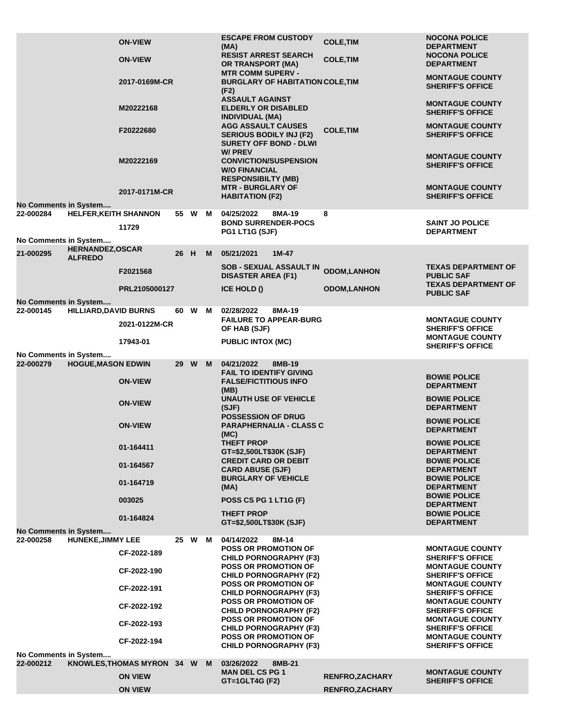| Booking # | Name | Cause # | Age | Race | Sex | Date / Charge | Arresting Officer | Agency |
|---|---|---|---|---|---|---|---|---|
| | | ON-VIEW | | | | ESCAPE FROM CUSTODY (MA) | COLE,TIM | NOCONA POLICE DEPARTMENT |
| | | ON-VIEW | | | | RESIST ARREST SEARCH OR TRANSPORT (MA) | COLE,TIM | NOCONA POLICE DEPARTMENT |
| | | 2017-0169M-CR | | | | MTR COMM SUPERV - BURGLARY OF HABITATION (F2) | COLE,TIM | MONTAGUE COUNTY SHERIFF'S OFFICE |
| | | M20222168 | | | | ASSAULT AGAINST ELDERLY OR DISABLED INDIVIDUAL (MA) | | MONTAGUE COUNTY SHERIFF'S OFFICE |
| | | F20222680 | | | | AGG ASSAULT CAUSES SERIOUS BODILY INJ (F2) | COLE,TIM | MONTAGUE COUNTY SHERIFF'S OFFICE |
| | | M20222169 | | | | SURETY OFF BOND - DLWI W/ PREV CONVICTION/SUSPENSION W/O FINANCIAL RESPONSIBILTY (MB) | | MONTAGUE COUNTY SHERIFF'S OFFICE |
| | | 2017-0171M-CR | | | | MTR - BURGLARY OF HABITATION (F2) | | MONTAGUE COUNTY SHERIFF'S OFFICE |
| No Comments in System.... | | | | | | | | |
| 22-000284 | HELFER,KEITH SHANNON | | 55 | W | M | 04/25/2022 8MA-19 | 8 | |
| | | 11729 | | | | BOND SURRENDER-POCS PG1 LT1G (SJF) | | SAINT JO POLICE DEPARTMENT |
| No Comments in System.... | | | | | | | | |
| 21-000295 | HERNANDEZ,OSCAR ALFREDO | | 26 | H | M | 05/21/2021 1M-47 | | |
| | | F2021568 | | | | SOB - SEXUAL ASSAULT IN DISASTER AREA (F1) | ODOM,LANHON | TEXAS DEPARTMENT OF PUBLIC SAF |
| | | PRL2105000127 | | | | ICE HOLD () | ODOM,LANHON | TEXAS DEPARTMENT OF PUBLIC SAF |
| No Comments in System.... | | | | | | | | |
| 22-000145 | HILLIARD,DAVID BURNS | | 60 | W | M | 02/28/2022 8MA-19 | | |
| | | 2021-0122M-CR | | | | FAILURE TO APPEAR-BURG OF HAB (SJF) | | MONTAGUE COUNTY SHERIFF'S OFFICE |
| | | 17943-01 | | | | PUBLIC INTOX (MC) | | MONTAGUE COUNTY SHERIFF'S OFFICE |
| No Comments in System.... | | | | | | | | |
| 22-000279 | HOGUE,MASON EDWIN | | 29 | W | M | 04/21/2022 8MB-19 | | |
| | | ON-VIEW | | | | FAIL TO IDENTIFY GIVING FALSE/FICTITIOUS INFO (MB) | | BOWIE POLICE DEPARTMENT |
| | | ON-VIEW | | | | UNAUTH USE OF VEHICLE (SJF) | | BOWIE POLICE DEPARTMENT |
| | | ON-VIEW | | | | POSSESSION OF DRUG PARAPHERNALIA - CLASS C (MC) | | BOWIE POLICE DEPARTMENT |
| | | 01-164411 | | | | THEFT PROP GT=$2,500LT$30K (SJF) | | BOWIE POLICE DEPARTMENT |
| | | 01-164567 | | | | CREDIT CARD OR DEBIT CARD ABUSE (SJF) | | BOWIE POLICE DEPARTMENT |
| | | 01-164719 | | | | BURGLARY OF VEHICLE (MA) | | BOWIE POLICE DEPARTMENT |
| | | 003025 | | | | POSS CS PG 1 LT1G (F) | | BOWIE POLICE DEPARTMENT |
| | | 01-164824 | | | | THEFT PROP GT=$2,500LT$30K (SJF) | | BOWIE POLICE DEPARTMENT |
| No Comments in System.... | | | | | | | | |
| 22-000258 | HUNEKE,JIMMY LEE | | 25 | W | M | 04/14/2022 8M-14 | | |
| | | CF-2022-189 | | | | POSS OR PROMOTION OF CHILD PORNOGRAPHY (F3) | | MONTAGUE COUNTY SHERIFF'S OFFICE |
| | | CF-2022-190 | | | | POSS OR PROMOTION OF CHILD PORNOGRAPHY (F2) | | MONTAGUE COUNTY SHERIFF'S OFFICE |
| | | CF-2022-191 | | | | POSS OR PROMOTION OF CHILD PORNOGRAPHY (F3) | | MONTAGUE COUNTY SHERIFF'S OFFICE |
| | | CF-2022-192 | | | | POSS OR PROMOTION OF CHILD PORNOGRAPHY (F2) | | MONTAGUE COUNTY SHERIFF'S OFFICE |
| | | CF-2022-193 | | | | POSS OR PROMOTION OF CHILD PORNOGRAPHY (F3) | | MONTAGUE COUNTY SHERIFF'S OFFICE |
| | | CF-2022-194 | | | | POSS OR PROMOTION OF CHILD PORNOGRAPHY (F3) | | MONTAGUE COUNTY SHERIFF'S OFFICE |
| No Comments in System.... | | | | | | | | |
| 22-000212 | KNOWLES,THOMAS MYRON | | 34 | W | M | 03/26/2022 8MB-21 | | |
| | | ON VIEW | | | | MAN DEL CS PG 1 GT=1GLT4G (F2) | RENFRO,ZACHARY | MONTAGUE COUNTY SHERIFF'S OFFICE |
| | | ON VIEW | | | | | RENFRO,ZACHARY | |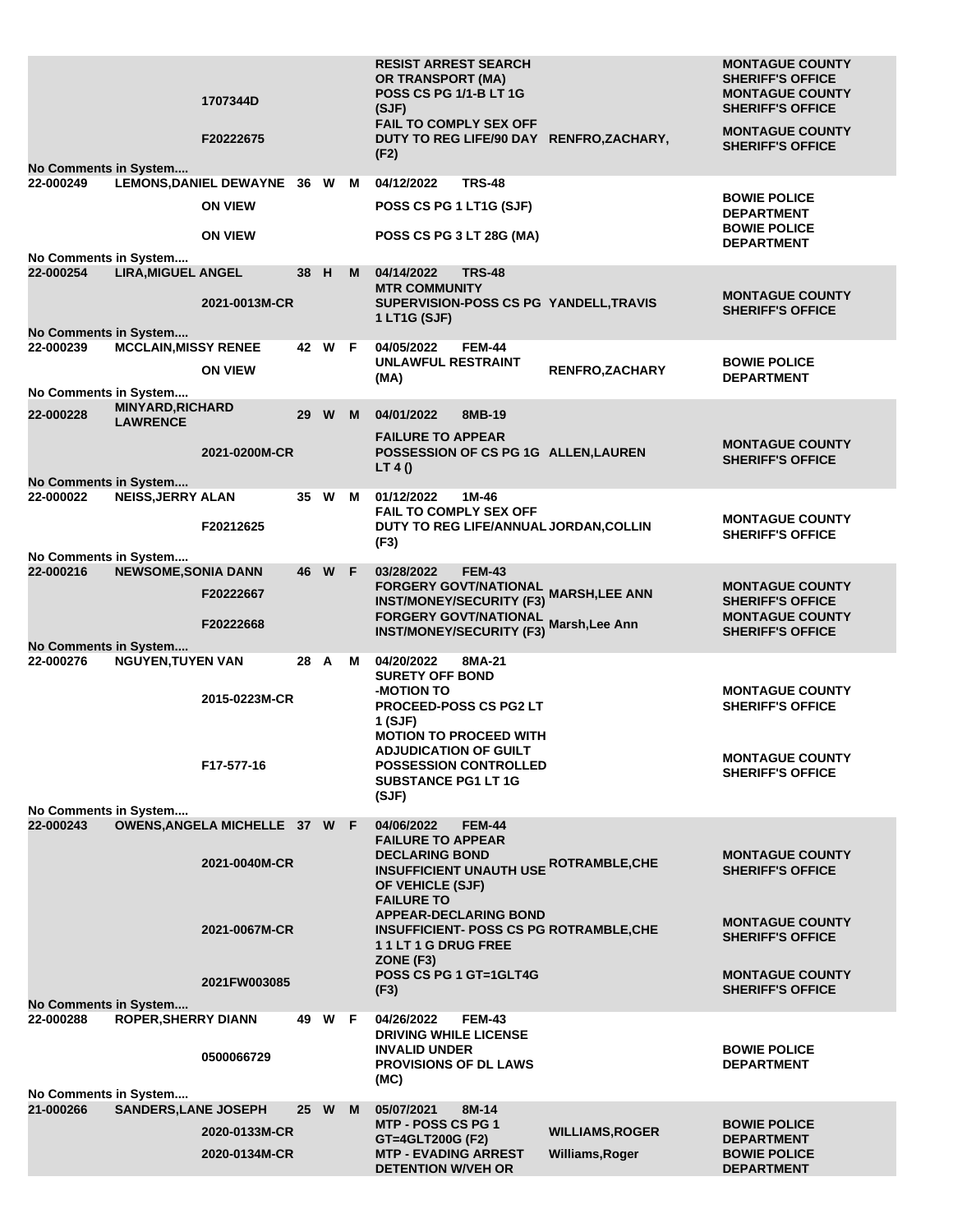| | | | | | | | | | |
|---|---|---|---|---|---|---|---|---|---|
| | | 1707344D | | | | RESIST ARREST SEARCH OR TRANSPORT (MA) | | | MONTAGUE COUNTY SHERIFF'S OFFICE |
| | | | | | | POSS CS PG 1/1-B LT 1G (SJF) | | | MONTAGUE COUNTY SHERIFF'S OFFICE |
| | | F20222675 | | | | FAIL TO COMPLY SEX OFF DUTY TO REG LIFE/90 DAY (F2) | | RENFRO,ZACHARY, | MONTAGUE COUNTY SHERIFF'S OFFICE |
| No Comments in System.... | | | | | | | | | |
| 22-000249 | LEMONS,DANIEL DEWAYNE | | 36 | W | M | 04/12/2022 | TRS-48 | | |
| | | ON VIEW | | | | POSS CS PG 1 LT1G (SJF) | | | BOWIE POLICE DEPARTMENT |
| | | ON VIEW | | | | POSS CS PG 3 LT 28G (MA) | | | BOWIE POLICE DEPARTMENT |
| No Comments in System.... | | | | | | | | | |
| 22-000254 | LIRA,MIGUEL ANGEL | | 38 | H | M | 04/14/2022 | TRS-48 | | |
| | | 2021-0013M-CR | | | | MTR COMMUNITY SUPERVISION-POSS CS PG 1 LT1G (SJF) | | YANDELL,TRAVIS | MONTAGUE COUNTY SHERIFF'S OFFICE |
| No Comments in System.... | | | | | | | | | |
| 22-000239 | MCCLAIN,MISSY RENEE | | 42 | W | F | 04/05/2022 | FEM-44 | | |
| | | ON VIEW | | | | UNLAWFUL RESTRAINT (MA) | | RENFRO,ZACHARY | BOWIE POLICE DEPARTMENT |
| No Comments in System.... | | | | | | | | | |
| 22-000228 | MINYARD,RICHARD LAWRENCE | | 29 | W | M | 04/01/2022 | 8MB-19 | | |
| | | 2021-0200M-CR | | | | FAILURE TO APPEAR POSSESSION OF CS PG 1G LT 4 () | | ALLEN,LAUREN | MONTAGUE COUNTY SHERIFF'S OFFICE |
| No Comments in System.... | | | | | | | | | |
| 22-000022 | NEISS,JERRY ALAN | | 35 | W | M | 01/12/2022 | 1M-46 | | |
| | | F20212625 | | | | FAIL TO COMPLY SEX OFF DUTY TO REG LIFE/ANNUAL (F3) | | JORDAN,COLLIN | MONTAGUE COUNTY SHERIFF'S OFFICE |
| No Comments in System.... | | | | | | | | | |
| 22-000216 | NEWSOME,SONIA DANN | | 46 | W | F | 03/28/2022 | FEM-43 | | |
| | | F20222667 | | | | FORGERY GOVT/NATIONAL INST/MONEY/SECURITY (F3) | | MARSH,LEE ANN | MONTAGUE COUNTY SHERIFF'S OFFICE |
| | | F20222668 | | | | FORGERY GOVT/NATIONAL INST/MONEY/SECURITY (F3) | | Marsh,Lee Ann | MONTAGUE COUNTY SHERIFF'S OFFICE |
| No Comments in System.... | | | | | | | | | |
| 22-000276 | NGUYEN,TUYEN VAN | | 28 | A | M | 04/20/2022 | 8MA-21 | | |
| | | 2015-0223M-CR | | | | SURETY OFF BOND -MOTION TO PROCEED-POSS CS PG2 LT 1 (SJF) | | | MONTAGUE COUNTY SHERIFF'S OFFICE |
| | | F17-577-16 | | | | MOTION TO PROCEED WITH ADJUDICATION OF GUILT POSSESSION CONTROLLED SUBSTANCE PG1 LT 1G (SJF) | | | MONTAGUE COUNTY SHERIFF'S OFFICE |
| No Comments in System.... | | | | | | | | | |
| 22-000243 | OWENS,ANGELA MICHELLE | | 37 | W | F | 04/06/2022 | FEM-44 | | |
| | | 2021-0040M-CR | | | | FAILURE TO APPEAR DECLARING BOND INSUFFICIENT UNAUTH USE OF VEHICLE (SJF) | | ROTRAMBLE,CHE | MONTAGUE COUNTY SHERIFF'S OFFICE |
| | | 2021-0067M-CR | | | | FAILURE TO APPEAR-DECLARING BOND INSUFFICIENT- POSS CS PG 1 1 LT 1 G DRUG FREE ZONE (F3) | | ROTRAMBLE,CHE | MONTAGUE COUNTY SHERIFF'S OFFICE |
| | | 2021FW003085 | | | | POSS CS PG 1 GT=1GLT4G (F3) | | | MONTAGUE COUNTY SHERIFF'S OFFICE |
| No Comments in System.... | | | | | | | | | |
| 22-000288 | ROPER,SHERRY DIANN | | 49 | W | F | 04/26/2022 | FEM-43 | | |
| | | 0500066729 | | | | DRIVING WHILE LICENSE INVALID UNDER PROVISIONS OF DL LAWS (MC) | | | BOWIE POLICE DEPARTMENT |
| No Comments in System.... | | | | | | | | | |
| 21-000266 | SANDERS,LANE JOSEPH | | 25 | W | M | 05/07/2021 | 8M-14 | | |
| | | 2020-0133M-CR | | | | MTP - POSS CS PG 1 GT=4GLT200G (F2) | | WILLIAMS,ROGER | BOWIE POLICE DEPARTMENT |
| | | 2020-0134M-CR | | | | MTP - EVADING ARREST DETENTION W/VEH OR | | Williams,Roger | BOWIE POLICE DEPARTMENT |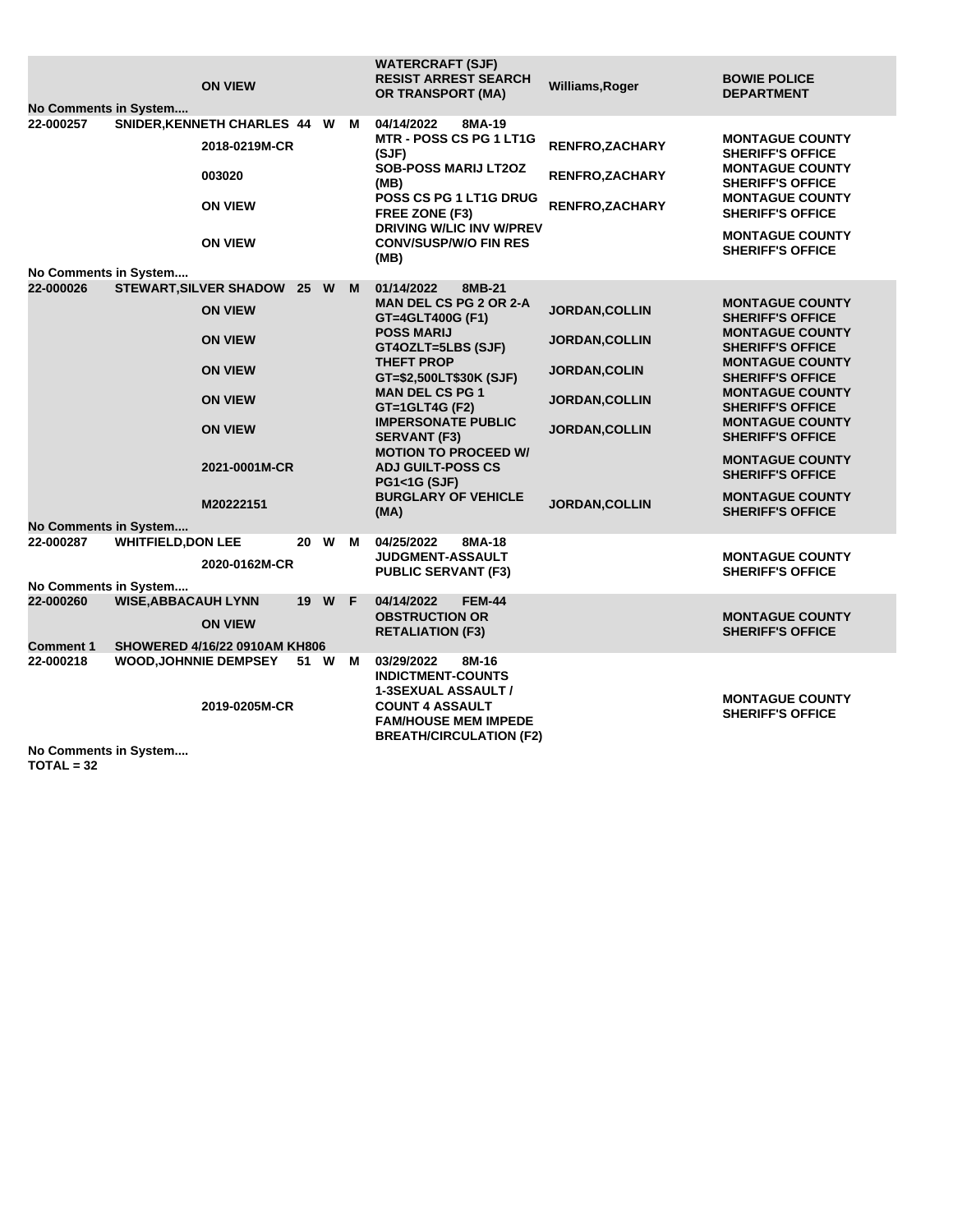| | | | | | | | | |
|---|---|---|---|---|---|---|---|---|
| | | ON VIEW | | | | WATERCRAFT (SJF) RESIST ARREST SEARCH OR TRANSPORT (MA) | Williams,Roger | BOWIE POLICE DEPARTMENT |
| No Comments in System.... | | | | | | | | |
| 22-000257 | SNIDER,KENNETH CHARLES | | 44 | W | M | 04/14/2022 8MA-19 | | |
| | | 2018-0219M-CR | | | | MTR - POSS CS PG 1 LT1G (SJF) | RENFRO,ZACHARY | MONTAGUE COUNTY SHERIFF'S OFFICE |
| | | 003020 | | | | SOB-POSS MARIJ LT2OZ (MB) | RENFRO,ZACHARY | MONTAGUE COUNTY SHERIFF'S OFFICE |
| | | ON VIEW | | | | POSS CS PG 1 LT1G DRUG FREE ZONE (F3) | RENFRO,ZACHARY | MONTAGUE COUNTY SHERIFF'S OFFICE |
| | | ON VIEW | | | | DRIVING W/LIC INV W/PREV CONV/SUSP/W/O FIN RES (MB) | | MONTAGUE COUNTY SHERIFF'S OFFICE |
| No Comments in System.... | | | | | | | | |
| 22-000026 | STEWART,SILVER SHADOW | | 25 | W | M | 01/14/2022 8MB-21 | | |
| | | ON VIEW | | | | MAN DEL CS PG 2 OR 2-A GT=4GLT400G (F1) | JORDAN,COLLIN | MONTAGUE COUNTY SHERIFF'S OFFICE |
| | | ON VIEW | | | | POSS MARIJ GT4OZLT=5LBS (SJF) | JORDAN,COLLIN | MONTAGUE COUNTY SHERIFF'S OFFICE |
| | | ON VIEW | | | | THEFT PROP GT=$2,500LT$30K (SJF) | JORDAN,COLIN | MONTAGUE COUNTY SHERIFF'S OFFICE |
| | | ON VIEW | | | | MAN DEL CS PG 1 GT=1GLT4G (F2) | JORDAN,COLLIN | MONTAGUE COUNTY SHERIFF'S OFFICE |
| | | ON VIEW | | | | IMPERSONATE PUBLIC SERVANT (F3) | JORDAN,COLLIN | MONTAGUE COUNTY SHERIFF'S OFFICE |
| | | 2021-0001M-CR | | | | MOTION TO PROCEED W/ ADJ GUILT-POSS CS PG1<1G (SJF) | | MONTAGUE COUNTY SHERIFF'S OFFICE |
| | | M20222151 | | | | BURGLARY OF VEHICLE (MA) | JORDAN,COLLIN | MONTAGUE COUNTY SHERIFF'S OFFICE |
| No Comments in System.... | | | | | | | | |
| 22-000287 | WHITFIELD,DON LEE | | 20 | W | M | 04/25/2022 8MA-18 | | |
| | | 2020-0162M-CR | | | | JUDGMENT-ASSAULT PUBLIC SERVANT (F3) | | MONTAGUE COUNTY SHERIFF'S OFFICE |
| No Comments in System.... | | | | | | | | |
| 22-000260 | WISE,ABBACAUH LYNN | | 19 | W | F | 04/14/2022 FEM-44 | | |
| | | ON VIEW | | | | OBSTRUCTION OR RETALIATION (F3) | | MONTAGUE COUNTY SHERIFF'S OFFICE |
| Comment 1 | SHOWERED 4/16/22 0910AM KH806 | | | | | | | |
| 22-000218 | WOOD,JOHNNIE DEMPSEY | | 51 | W | M | 03/29/2022 8M-16 | | |
| | | 2019-0205M-CR | | | | INDICTMENT-COUNTS 1-3SEXUAL ASSAULT / COUNT 4 ASSAULT FAM/HOUSE MEM IMPEDE BREATH/CIRCULATION (F2) | | MONTAGUE COUNTY SHERIFF'S OFFICE |
| No Comments in System.... | | | | | | | | |

TOTAL = 32